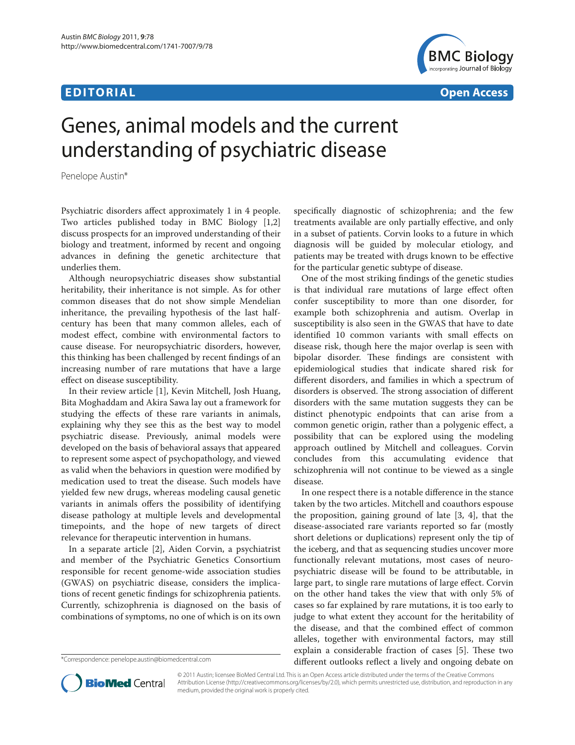**EDITORIAL** **Open Access**

# Genes, animal models and the current understanding of psychiatric disease

Penelope Austin*

Psychiatric disorders affect approximately 1 in 4 people. Two articles published today in BMC Biology [1,2] discuss prospects for an improved understanding of their biology and treatment, informed by recent and ongoing advances in defining the genetic architecture that underlies them.

Although neuropsychiatric diseases show substantial heritability, their inheritance is not simple. As for other common diseases that do not show simple Mendelian inheritance, the prevailing hypothesis of the last half-century has been that many common alleles, each of modest effect, combine with environmental factors to cause disease. For neuropsychiatric disorders, however, this thinking has been challenged by recent findings of an increasing number of rare mutations that have a large effect on disease susceptibility.

In their review article [1], Kevin Mitchell, Josh Huang, Bita Moghaddam and Akira Sawa lay out a framework for studying the effects of these rare variants in animals, explaining why they see this as the best way to model psychiatric disease. Previously, animal models were developed on the basis of behavioral assays that appeared to represent some aspect of psychopathology, and viewed as valid when the behaviors in question were modified by medication used to treat the disease. Such models have yielded few new drugs, whereas modeling causal genetic variants in animals offers the possibility of identifying disease pathology at multiple levels and developmental timepoints, and the hope of new targets of direct relevance for therapeutic intervention in humans.

In a separate article [2], Aiden Corvin, a psychiatrist and member of the Psychiatric Genetics Consortium responsible for recent genome-wide association studies (GWAS) on psychiatric disease, considers the implications of recent genetic findings for schizophrenia patients. Currently, schizophrenia is diagnosed on the basis of combinations of symptoms, no one of which is on its own specifically diagnostic of schizophrenia; and the few treatments available are only partially effective, and only in a subset of patients. Corvin looks to a future in which diagnosis will be guided by molecular etiology, and patients may be treated with drugs known to be effective for the particular genetic subtype of disease.

One of the most striking findings of the genetic studies is that individual rare mutations of large effect often confer susceptibility to more than one disorder, for example both schizophrenia and autism. Overlap in susceptibility is also seen in the GWAS that have to date identified 10 common variants with small effects on disease risk, though here the major overlap is seen with bipolar disorder. These findings are consistent with epidemiological studies that indicate shared risk for different disorders, and families in which a spectrum of disorders is observed. The strong association of different disorders with the same mutation suggests they can be distinct phenotypic endpoints that can arise from a common genetic origin, rather than a polygenic effect, a possibility that can be explored using the modeling approach outlined by Mitchell and colleagues. Corvin concludes from this accumulating evidence that schizophrenia will not continue to be viewed as a single disease.

In one respect there is a notable difference in the stance taken by the two articles. Mitchell and coauthors espouse the proposition, gaining ground of late [3, 4], that the disease-associated rare variants reported so far (mostly short deletions or duplications) represent only the tip of the iceberg, and that as sequencing studies uncover more functionally relevant mutations, most cases of neuropsychiatric disease will be found to be attributable, in large part, to single rare mutations of large effect. Corvin on the other hand takes the view that with only 5% of cases so far explained by rare mutations, it is too early to judge to what extent they account for the heritability of the disease, and that the combined effect of common alleles, together with environmental factors, may still explain a considerable fraction of cases [5]. These two different outlooks reflect a lively and ongoing debate on

*Correspondence: penelope.austin@biomedcentral.com

© 2011 Austin; licensee BioMed Central Ltd. This is an Open Access article distributed under the terms of the Creative Commons Attribution License (http://creativecommons.org/licenses/by/2.0), which permits unrestricted use, distribution, and reproduction in any medium, provided the original work is properly cited.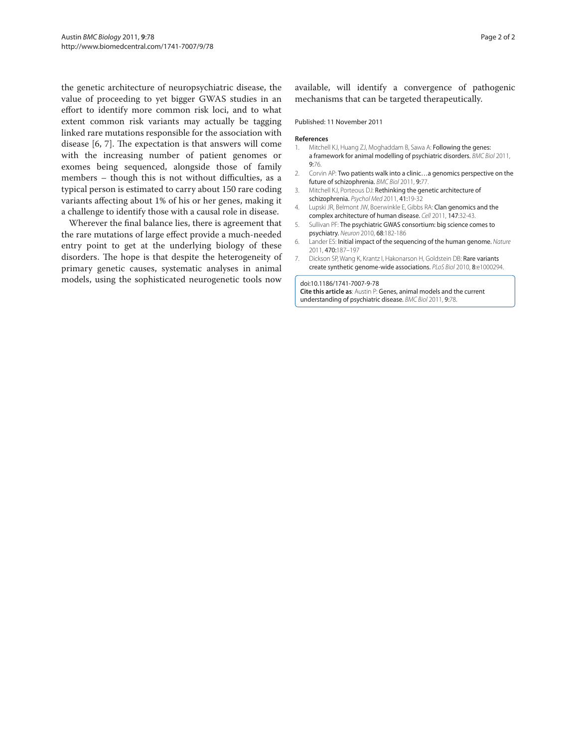the genetic architecture of neuropsychiatric disease, the value of proceeding to yet bigger GWAS studies in an effort to identify more common risk loci, and to what extent common risk variants may actually be tagging linked rare mutations responsible for the association with disease [6, 7]. The expectation is that answers will come with the increasing number of patient genomes or exomes being sequenced, alongside those of family members – though this is not without difficulties, as a typical person is estimated to carry about 150 rare coding variants affecting about 1% of his or her genes, making it a challenge to identify those with a causal role in disease.

Wherever the final balance lies, there is agreement that the rare mutations of large effect provide a much-needed entry point to get at the underlying biology of these disorders. The hope is that despite the heterogeneity of primary genetic causes, systematic analyses in animal models, using the sophisticated neurogenetic tools now available, will identify a convergence of pathogenic mechanisms that can be targeted therapeutically.

Published: 11 November 2011

#### References

1. Mitchell KJ, Huang ZJ, Moghaddam B, Sawa A: **Following the genes: a framework for animal modelling of psychiatric disorders.** *BMC Biol* 2011, **9**:76.
2. Corvin AP: **Two patients walk into a clinic…a genomics perspective on the future of schizophrenia.** *BMC Biol* 2011, **9**:77.
3. Mitchell KJ, Porteous DJ: **Rethinking the genetic architecture of schizophrenia.** *Psychol Med* 2011, **41**:19-32
4. Lupski JR, Belmont JW, Boerwinkle E, Gibbs RA: **Clan genomics and the complex architecture of human disease.** *Cell* 2011, **147**:32-43.
5. Sullivan PF: **The psychiatric GWAS consortium: big science comes to psychiatry.** *Neuron* 2010, **68**:182-186
6. Lander ES: **Initial impact of the sequencing of the human genome.** *Nature* 2011, **470**:187–197
7. Dickson SP, Wang K, Krantz I, Hakonarson H, Goldstein DB: **Rare variants create synthetic genome-wide associations.** *PLoS Biol* 2010, **8**:e1000294.

doi:10.1186/1741-7007-9-78
**Cite this article as**: Austin P: Genes, animal models and the current understanding of psychiatric disease. *BMC Biol* 2011, **9**:78.